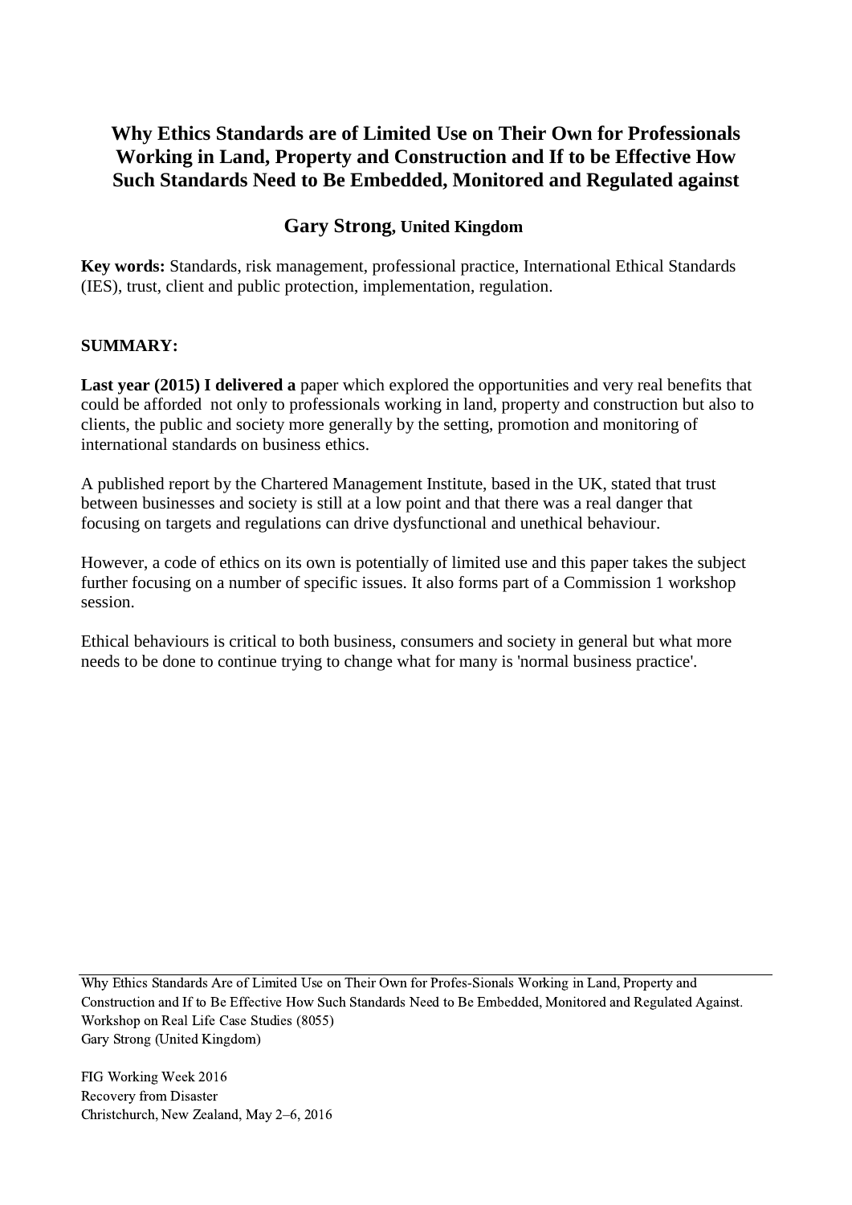# Why Ethics Standards are of Limited Use on Their Own for Professionals Working in Land, Property and Construction and If to be Effective How Such Standards Need to Be Embedded, Monitored and Regulated against

## Gary Strong, United Kingdom

**Key words:** Standards, risk management, professional practice, International Ethical Standards (IES), trust, client and public protection, implementation, regulation.

**SUMMARY:**

**Last year (2015) I delivered a** paper which explored the opportunities and very real benefits that could be afforded not only to professionals working in land, property and construction but also to clients, the public and society more generally by the setting, promotion and monitoring of international standards on business ethics.

A published report by the Chartered Management Institute, based in the UK, stated that trust between businesses and society is still at a low point and that there was a real danger that focusing on targets and regulations can drive dysfunctional and unethical behaviour.

However, a code of ethics on its own is potentially of limited use and this paper takes the subject further focusing on a number of specific issues. It also forms part of a Commission 1 workshop session.

Ethical behaviours is critical to both business, consumers and society in general but what more needs to be done to continue trying to change what for many is 'normal business practice'.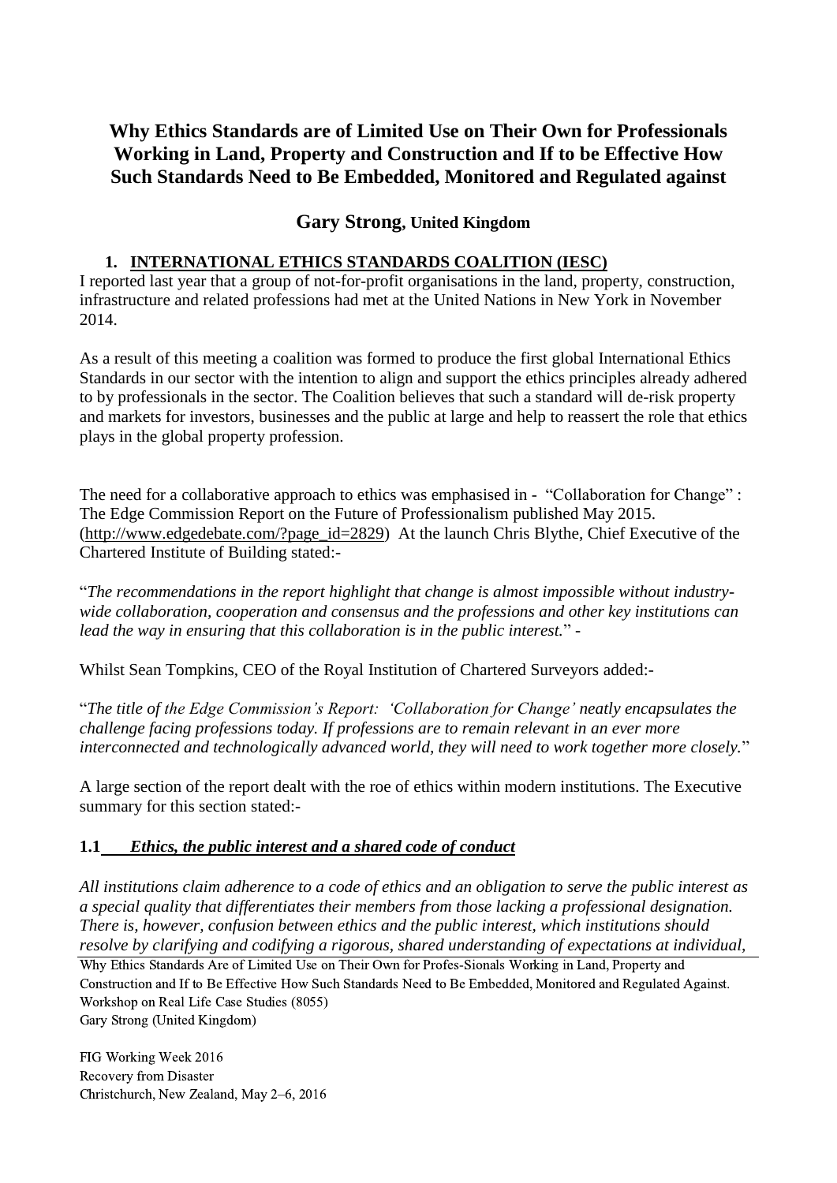# Why Ethics Standards are of Limited Use on Their Own for Professionals Working in Land, Property and Construction and If to be Effective How Such Standards Need to Be Embedded, Monitored and Regulated against

## Gary Strong, United Kingdom

### 1. INTERNATIONAL ETHICS STANDARDS COALITION (IESC)

I reported last year that a group of not-for-profit organisations in the land, property, construction, infrastructure and related professions had met at the United Nations in New York in November 2014.

As a result of this meeting a coalition was formed to produce the first global International Ethics Standards in our sector with the intention to align and support the ethics principles already adhered to by professionals in the sector. The Coalition believes that such a standard will de-risk property and markets for investors, businesses and the public at large and help to reassert the role that ethics plays in the global property profession.

The need for a collaborative approach to ethics was emphasised in - "Collaboration for Change" : The Edge Commission Report on the Future of Professionalism published May 2015. (http://www.edgedebate.com/?page_id=2829) At the launch Chris Blythe, Chief Executive of the Chartered Institute of Building stated:-

"*The recommendations in the report highlight that change is almost impossible without industry-wide collaboration, cooperation and consensus and the professions and other key institutions can lead the way in ensuring that this collaboration is in the public interest.*" -

Whilst Sean Tompkins, CEO of the Royal Institution of Chartered Surveyors added:-

"*The title of the Edge Commission's Report: 'Collaboration for Change' neatly encapsulates the challenge facing professions today. If professions are to remain relevant in an ever more interconnected and technologically advanced world, they will need to work together more closely.*"

A large section of the report dealt with the roe of ethics within modern institutions. The Executive summary for this section stated:-

#### 1.1 *Ethics, the public interest and a shared code of conduct*

*All institutions claim adherence to a code of ethics and an obligation to serve the public interest as a special quality that differentiates their members from those lacking a professional designation. There is, however, confusion between ethics and the public interest, which institutions should resolve by clarifying and codifying a rigorous, shared understanding of expectations at individual,*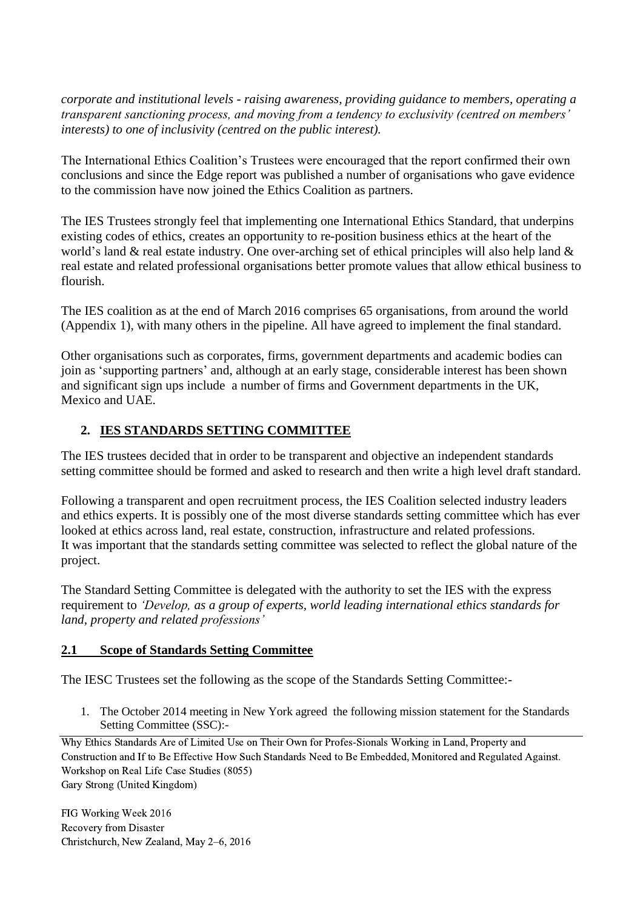*corporate and institutional levels - raising awareness, providing guidance to members, operating a transparent sanctioning process, and moving from a tendency to exclusivity (centred on members' interests) to one of inclusivity (centred on the public interest).*

The International Ethics Coalition's Trustees were encouraged that the report confirmed their own conclusions and since the Edge report was published a number of organisations who gave evidence to the commission have now joined the Ethics Coalition as partners.

The IES Trustees strongly feel that implementing one International Ethics Standard, that underpins existing codes of ethics, creates an opportunity to re-position business ethics at the heart of the world's land & real estate industry. One over-arching set of ethical principles will also help land & real estate and related professional organisations better promote values that allow ethical business to flourish.

The IES coalition as at the end of March 2016 comprises 65 organisations, from around the world (Appendix 1), with many others in the pipeline. All have agreed to implement the final standard.

Other organisations such as corporates, firms, government departments and academic bodies can join as 'supporting partners' and, although at an early stage, considerable interest has been shown and significant sign ups include a number of firms and Government departments in the UK, Mexico and UAE.

## 2. IES STANDARDS SETTING COMMITTEE

The IES trustees decided that in order to be transparent and objective an independent standards setting committee should be formed and asked to research and then write a high level draft standard.

Following a transparent and open recruitment process, the IES Coalition selected industry leaders and ethics experts. It is possibly one of the most diverse standards setting committee which has ever looked at ethics across land, real estate, construction, infrastructure and related professions. It was important that the standards setting committee was selected to reflect the global nature of the project.

The Standard Setting Committee is delegated with the authority to set the IES with the express requirement to *'Develop, as a group of experts, world leading international ethics standards for land, property and related professions'*

### 2.1 Scope of Standards Setting Committee

The IESC Trustees set the following as the scope of the Standards Setting Committee:-

1. The October 2014 meeting in New York agreed the following mission statement for the Standards Setting Committee (SSC):-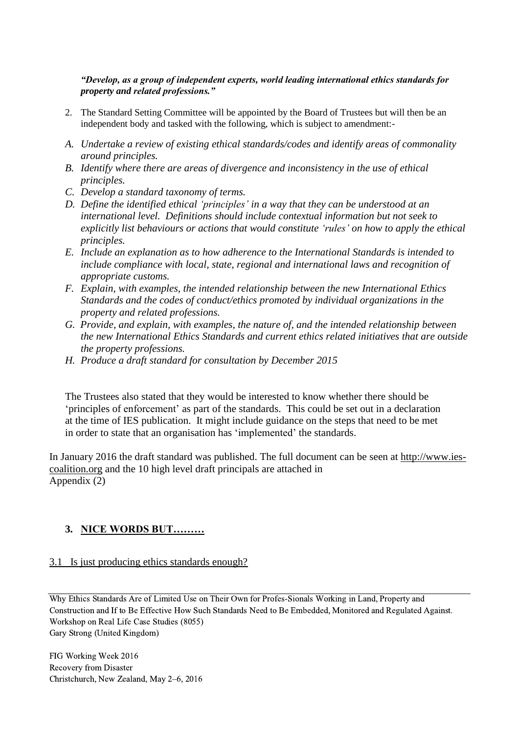***"Develop, as a group of independent experts, world leading international ethics standards for property and related professions."***

2. The Standard Setting Committee will be appointed by the Board of Trustees but will then be an independent body and tasked with the following, which is subject to amendment:-

*A. Undertake a review of existing ethical standards/codes and identify areas of commonality around principles.*

*B. Identify where there are areas of divergence and inconsistency in the use of ethical principles.*

*C. Develop a standard taxonomy of terms.*

*D. Define the identified ethical 'principles' in a way that they can be understood at an international level. Definitions should include contextual information but not seek to explicitly list behaviours or actions that would constitute 'rules' on how to apply the ethical principles.*

*E. Include an explanation as to how adherence to the International Standards is intended to include compliance with local, state, regional and international laws and recognition of appropriate customs.*

*F. Explain, with examples, the intended relationship between the new International Ethics Standards and the codes of conduct/ethics promoted by individual organizations in the property and related professions.*

*G. Provide, and explain, with examples, the nature of, and the intended relationship between the new International Ethics Standards and current ethics related initiatives that are outside the property professions.*

*H. Produce a draft standard for consultation by December 2015*

The Trustees also stated that they would be interested to know whether there should be 'principles of enforcement' as part of the standards. This could be set out in a declaration at the time of IES publication. It might include guidance on the steps that need to be met in order to state that an organisation has 'implemented' the standards.

In January 2016 the draft standard was published. The full document can be seen at http://www.ies-coalition.org and the 10 high level draft principals are attached in Appendix (2)

## 3. NICE WORDS BUT………

### 3.1 Is just producing ethics standards enough?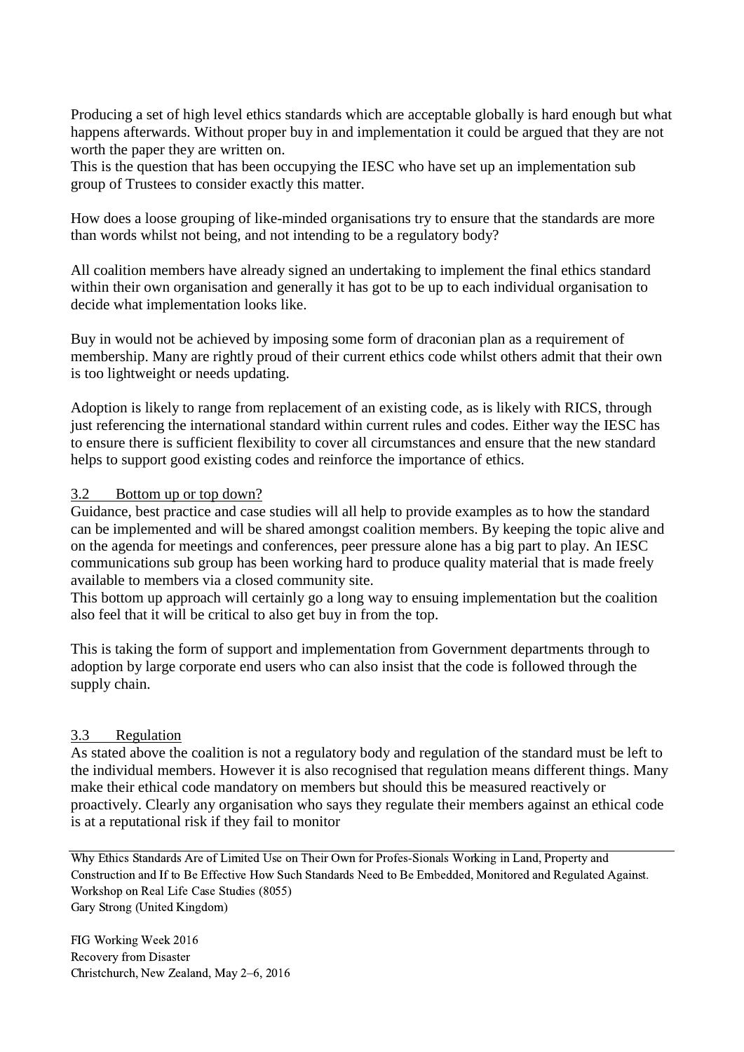Producing a set of high level ethics standards which are acceptable globally is hard enough but what happens afterwards. Without proper buy in and implementation it could be argued that they are not worth the paper they are written on.
This is the question that has been occupying the IESC who have set up an implementation sub group of Trustees to consider exactly this matter.

How does a loose grouping of like-minded organisations try to ensure that the standards are more than words whilst not being, and not intending to be a regulatory body?

All coalition members have already signed an undertaking to implement the final ethics standard within their own organisation and generally it has got to be up to each individual organisation to decide what implementation looks like.

Buy in would not be achieved by imposing some form of draconian plan as a requirement of membership. Many are rightly proud of their current ethics code whilst others admit that their own is too lightweight or needs updating.

Adoption is likely to range from replacement of an existing code, as is likely with RICS, through just referencing the international standard within current rules and codes. Either way the IESC has to ensure there is sufficient flexibility to cover all circumstances and ensure that the new standard helps to support good existing codes and reinforce the importance of ethics.

### 3.2 Bottom up or top down?

Guidance, best practice and case studies will all help to provide examples as to how the standard can be implemented and will be shared amongst coalition members. By keeping the topic alive and on the agenda for meetings and conferences, peer pressure alone has a big part to play. An IESC communications sub group has been working hard to produce quality material that is made freely available to members via a closed community site.
This bottom up approach will certainly go a long way to ensuing implementation but the coalition also feel that it will be critical to also get buy in from the top.

This is taking the form of support and implementation from Government departments through to adoption by large corporate end users who can also insist that the code is followed through the supply chain.

### 3.3 Regulation

As stated above the coalition is not a regulatory body and regulation of the standard must be left to the individual members. However it is also recognised that regulation means different things. Many make their ethical code mandatory on members but should this be measured reactively or proactively. Clearly any organisation who says they regulate their members against an ethical code is at a reputational risk if they fail to monitor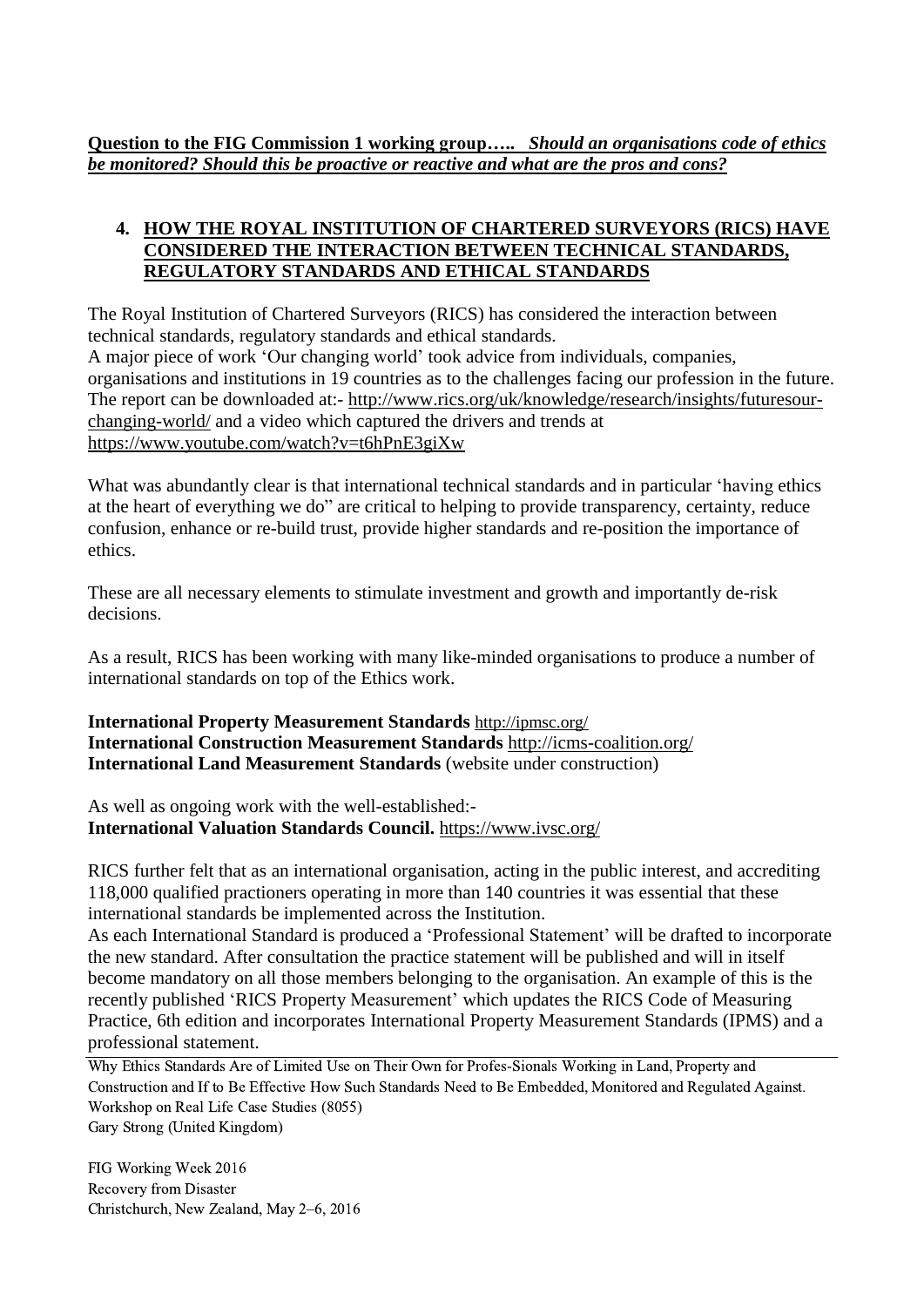**Question to the FIG Commission 1 working group….. *Should an organisations code of ethics be monitored? Should this be proactive or reactive and what are the pros and cons?***

## 4. HOW THE ROYAL INSTITUTION OF CHARTERED SURVEYORS (RICS) HAVE CONSIDERED THE INTERACTION BETWEEN TECHNICAL STANDARDS, REGULATORY STANDARDS AND ETHICAL STANDARDS

The Royal Institution of Chartered Surveyors (RICS) has considered the interaction between technical standards, regulatory standards and ethical standards.
A major piece of work 'Our changing world' took advice from individuals, companies, organisations and institutions in 19 countries as to the challenges facing our profession in the future. The report can be downloaded at:- http://www.rics.org/uk/knowledge/research/insights/futuresour-changing-world/ and a video which captured the drivers and trends at https://www.youtube.com/watch?v=t6hPnE3giXw

What was abundantly clear is that international technical standards and in particular 'having ethics at the heart of everything we do" are critical to helping to provide transparency, certainty, reduce confusion, enhance or re-build trust, provide higher standards and re-position the importance of ethics.

These are all necessary elements to stimulate investment and growth and importantly de-risk decisions.

As a result, RICS has been working with many like-minded organisations to produce a number of international standards on top of the Ethics work.

**International Property Measurement Standards** http://ipmsc.org/
**International Construction Measurement Standards** http://icms-coalition.org/
**International Land Measurement Standards** (website under construction)

As well as ongoing work with the well-established:-
**International Valuation Standards Council.** https://www.ivsc.org/

RICS further felt that as an international organisation, acting in the public interest, and accrediting 118,000 qualified practioners operating in more than 140 countries it was essential that these international standards be implemented across the Institution.
As each International Standard is produced a 'Professional Statement' will be drafted to incorporate the new standard. After consultation the practice statement will be published and will in itself become mandatory on all those members belonging to the organisation. An example of this is the recently published 'RICS Property Measurement' which updates the RICS Code of Measuring Practice, 6th edition and incorporates International Property Measurement Standards (IPMS) and a professional statement.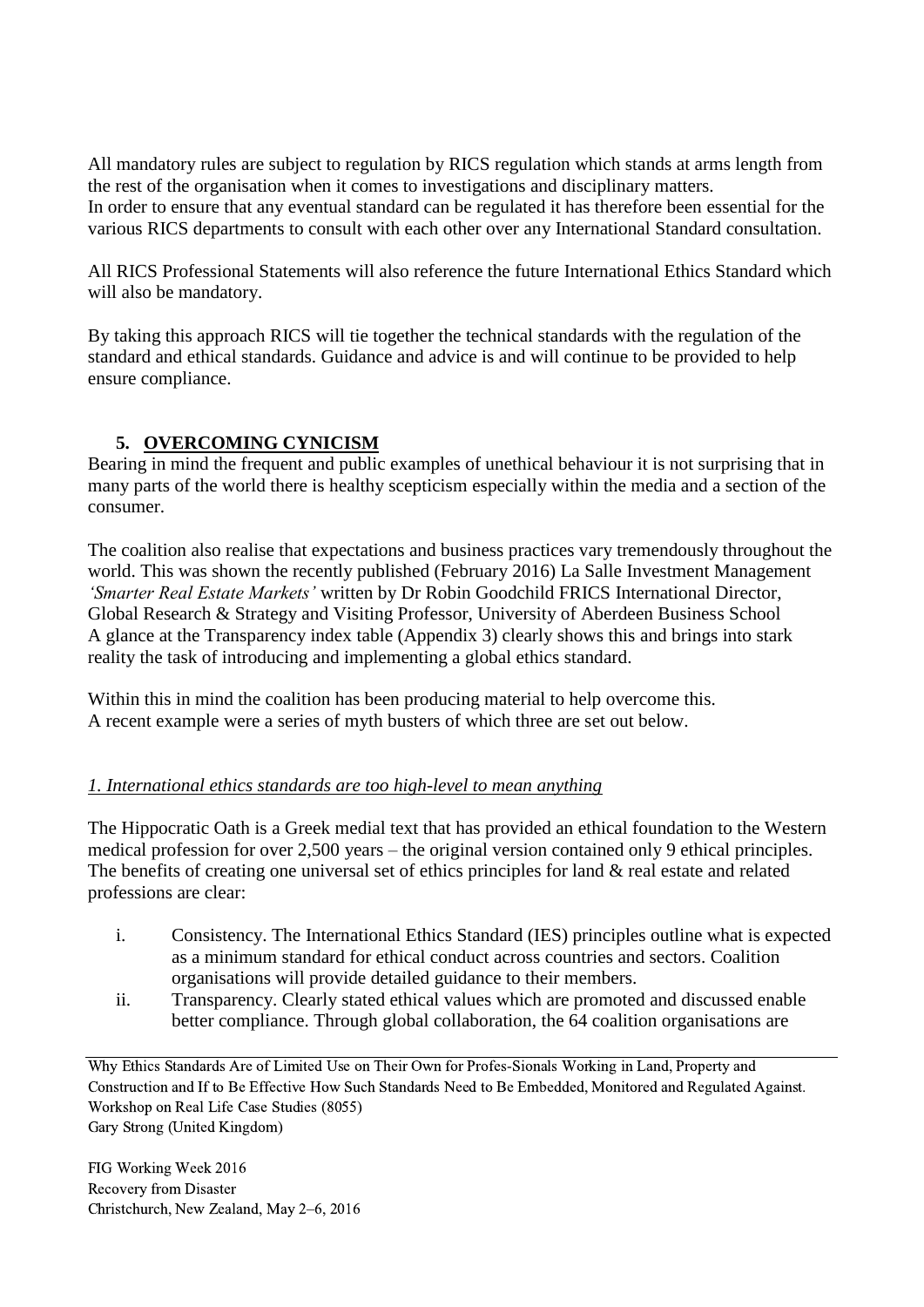All mandatory rules are subject to regulation by RICS regulation which stands at arms length from the rest of the organisation when it comes to investigations and disciplinary matters.
In order to ensure that any eventual standard can be regulated it has therefore been essential for the various RICS departments to consult with each other over any International Standard consultation.

All RICS Professional Statements will also reference the future International Ethics Standard which will also be mandatory.

By taking this approach RICS will tie together the technical standards with the regulation of the standard and ethical standards. Guidance and advice is and will continue to be provided to help ensure compliance.

## 5. OVERCOMING CYNICISM

Bearing in mind the frequent and public examples of unethical behaviour it is not surprising that in many parts of the world there is healthy scepticism especially within the media and a section of the consumer.

The coalition also realise that expectations and business practices vary tremendously throughout the world. This was shown the recently published (February 2016) La Salle Investment Management *'Smarter Real Estate Markets'* written by Dr Robin Goodchild FRICS International Director, Global Research & Strategy and Visiting Professor, University of Aberdeen Business School
A glance at the Transparency index table (Appendix 3) clearly shows this and brings into stark reality the task of introducing and implementing a global ethics standard.

Within this in mind the coalition has been producing material to help overcome this.
A recent example were a series of myth busters of which three are set out below.

*1. International ethics standards are too high-level to mean anything*

The Hippocratic Oath is a Greek medial text that has provided an ethical foundation to the Western medical profession for over 2,500 years – the original version contained only 9 ethical principles. The benefits of creating one universal set of ethics principles for land & real estate and related professions are clear:

i. Consistency. The International Ethics Standard (IES) principles outline what is expected as a minimum standard for ethical conduct across countries and sectors. Coalition organisations will provide detailed guidance to their members.
ii. Transparency. Clearly stated ethical values which are promoted and discussed enable better compliance. Through global collaboration, the 64 coalition organisations are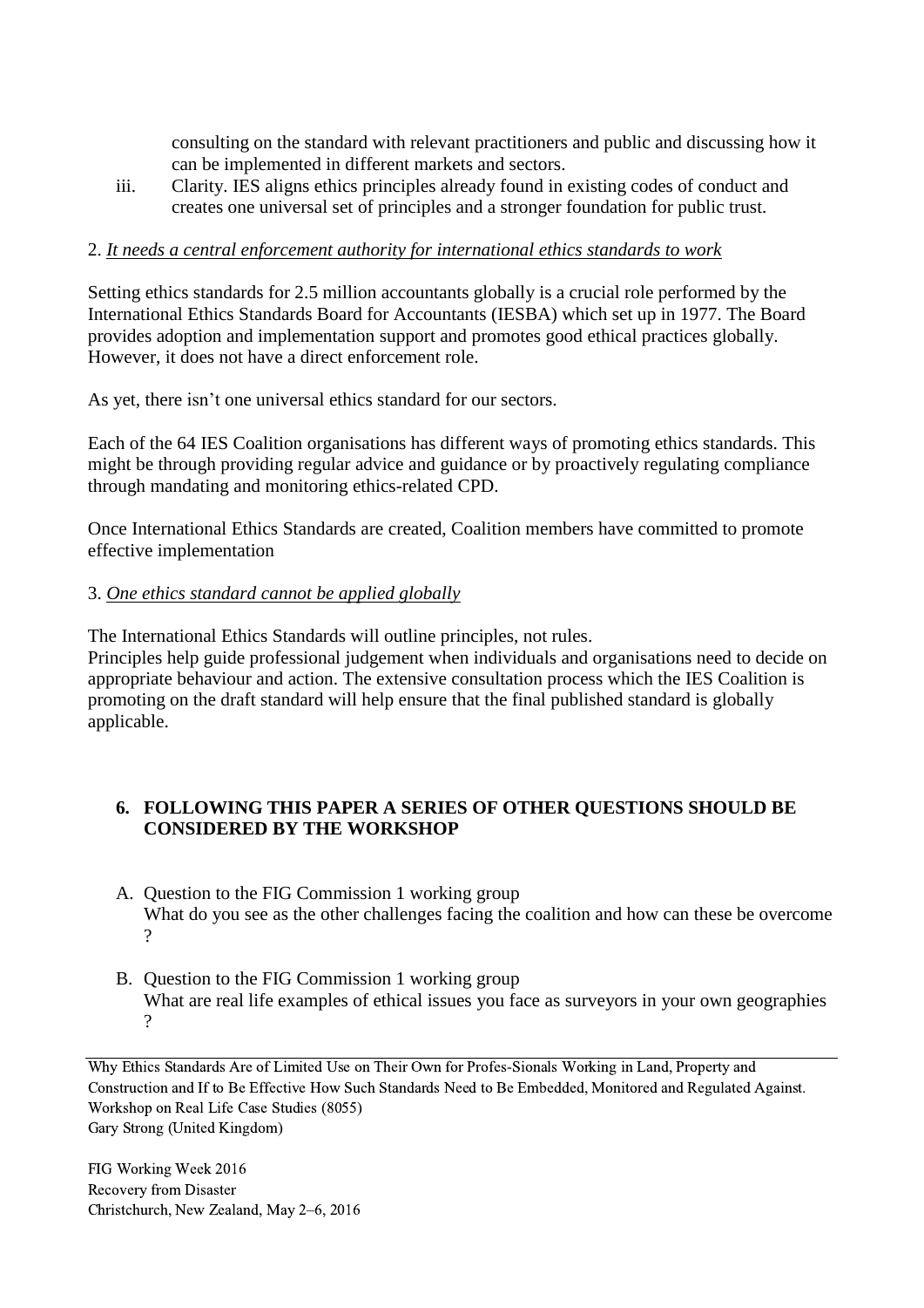consulting on the standard with relevant practitioners and public and discussing how it can be implemented in different markets and sectors.

iii. Clarity. IES aligns ethics principles already found in existing codes of conduct and creates one universal set of principles and a stronger foundation for public trust.

2. *It needs a central enforcement authority for international ethics standards to work*

Setting ethics standards for 2.5 million accountants globally is a crucial role performed by the International Ethics Standards Board for Accountants (IESBA) which set up in 1977. The Board provides adoption and implementation support and promotes good ethical practices globally. However, it does not have a direct enforcement role.

As yet, there isn't one universal ethics standard for our sectors.

Each of the 64 IES Coalition organisations has different ways of promoting ethics standards. This might be through providing regular advice and guidance or by proactively regulating compliance through mandating and monitoring ethics-related CPD.

Once International Ethics Standards are created, Coalition members have committed to promote effective implementation

3. *One ethics standard cannot be applied globally*

The International Ethics Standards will outline principles, not rules.
Principles help guide professional judgement when individuals and organisations need to decide on appropriate behaviour and action. The extensive consultation process which the IES Coalition is promoting on the draft standard will help ensure that the final published standard is globally applicable.

## 6. FOLLOWING THIS PAPER A SERIES OF OTHER QUESTIONS SHOULD BE CONSIDERED BY THE WORKSHOP

A. Question to the FIG Commission 1 working group
What do you see as the other challenges facing the coalition and how can these be overcome ?

B. Question to the FIG Commission 1 working group
What are real life examples of ethical issues you face as surveyors in your own geographies ?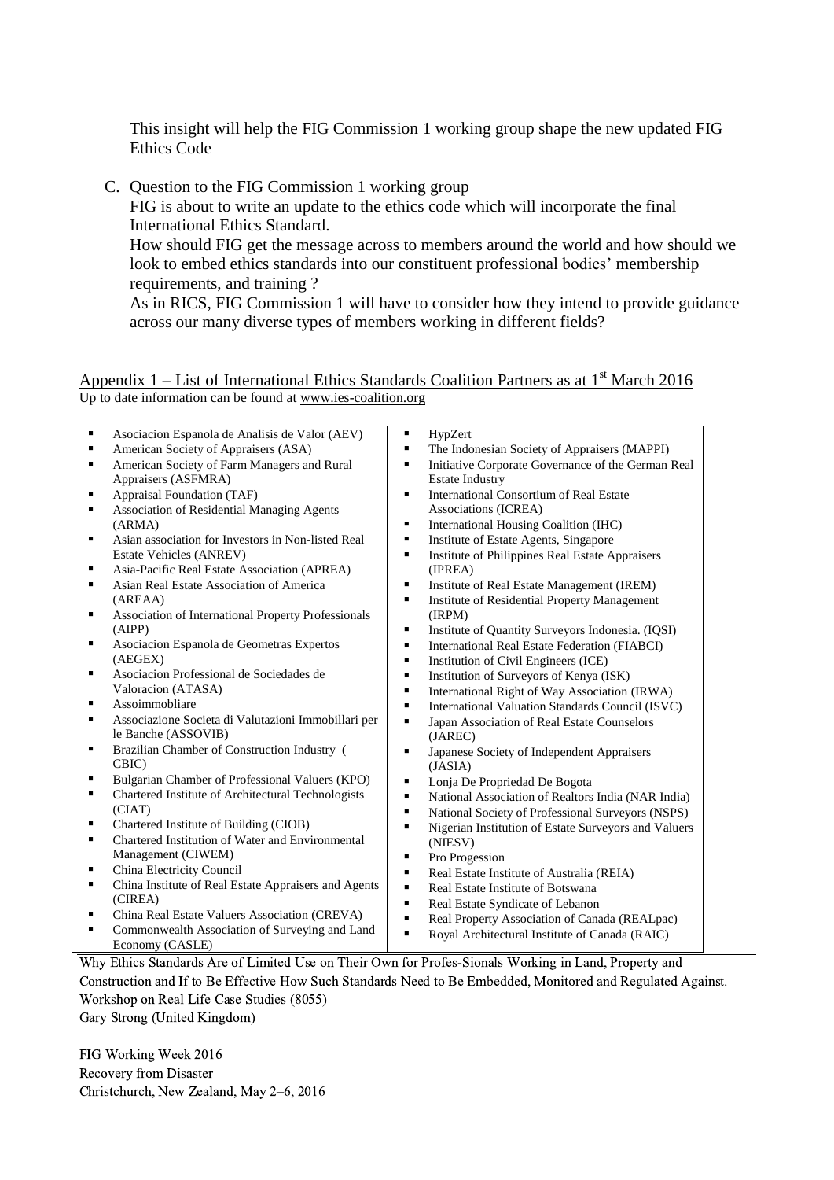This insight will help the FIG Commission 1 working group shape the new updated FIG Ethics Code

C. Question to the FIG Commission 1 working group

   FIG is about to write an update to the ethics code which will incorporate the final International Ethics Standard.

   How should FIG get the message across to members around the world and how should we look to embed ethics standards into our constituent professional bodies' membership requirements, and training ?

   As in RICS, FIG Commission 1 will have to consider how they intend to provide guidance across our many diverse types of members working in different fields?

<u>Appendix 1 – List of International Ethics Standards Coalition Partners as at 1st March 2016</u>

<u>Up to date information can be found at www.ies-coalition.org</u>

- Asociacion Espanola de Analisis de Valor (AEV)
- American Society of Appraisers (ASA)
- American Society of Farm Managers and Rural Appraisers (ASFMRA)
- Appraisal Foundation (TAF)
- Association of Residential Managing Agents (ARMA)
- Asian association for Investors in Non-listed Real Estate Vehicles (ANREV)
- Asia-Pacific Real Estate Association (APREA)
- Asian Real Estate Association of America (AREAA)
- Association of International Property Professionals (AIPP)
- Asociacion Espanola de Geometras Expertos (AEGEX)
- Asociacion Professional de Sociedades de Valoracion (ATASA)
- Assoimmobliare
- Associazione Societa di Valutazioni Immobillari per le Banche (ASSOVIB)
- Brazilian Chamber of Construction Industry ( CBIC)
- Bulgarian Chamber of Professional Valuers (KPO)
- Chartered Institute of Architectural Technologists (CIAT)
- Chartered Institute of Building (CIOB)
- Chartered Institution of Water and Environmental Management (CIWEM)
- China Electricity Council
- China Institute of Real Estate Appraisers and Agents (CIREA)
- China Real Estate Valuers Association (CREVA)
- Commonwealth Association of Surveying and Land Economy (CASLE)
- HypZert
- The Indonesian Society of Appraisers (MAPPI)
- Initiative Corporate Governance of the German Real Estate Industry
- International Consortium of Real Estate Associations (ICREA)
- International Housing Coalition (IHC)
- Institute of Estate Agents, Singapore
- Institute of Philippines Real Estate Appraisers (IPREA)
- Institute of Real Estate Management (IREM)
- Institute of Residential Property Management (IRPM)
- Institute of Quantity Surveyors Indonesia. (IQSI)
- International Real Estate Federation (FIABCI)
- Institution of Civil Engineers (ICE)
- Institution of Surveyors of Kenya (ISK)
- International Right of Way Association (IRWA)
- International Valuation Standards Council (ISVC)
- Japan Association of Real Estate Counselors (JAREC)
- Japanese Society of Independent Appraisers (JASIA)
- Lonja De Propriedad De Bogota
- National Association of Realtors India (NAR India)
- National Society of Professional Surveyors (NSPS)
- Nigerian Institution of Estate Surveyors and Valuers (NIESV)
- Pro Progession
- Real Estate Institute of Australia (REIA)
- Real Estate Institute of Botswana
- Real Estate Syndicate of Lebanon
- Real Property Association of Canada (REALpac)
- Royal Architectural Institute of Canada (RAIC)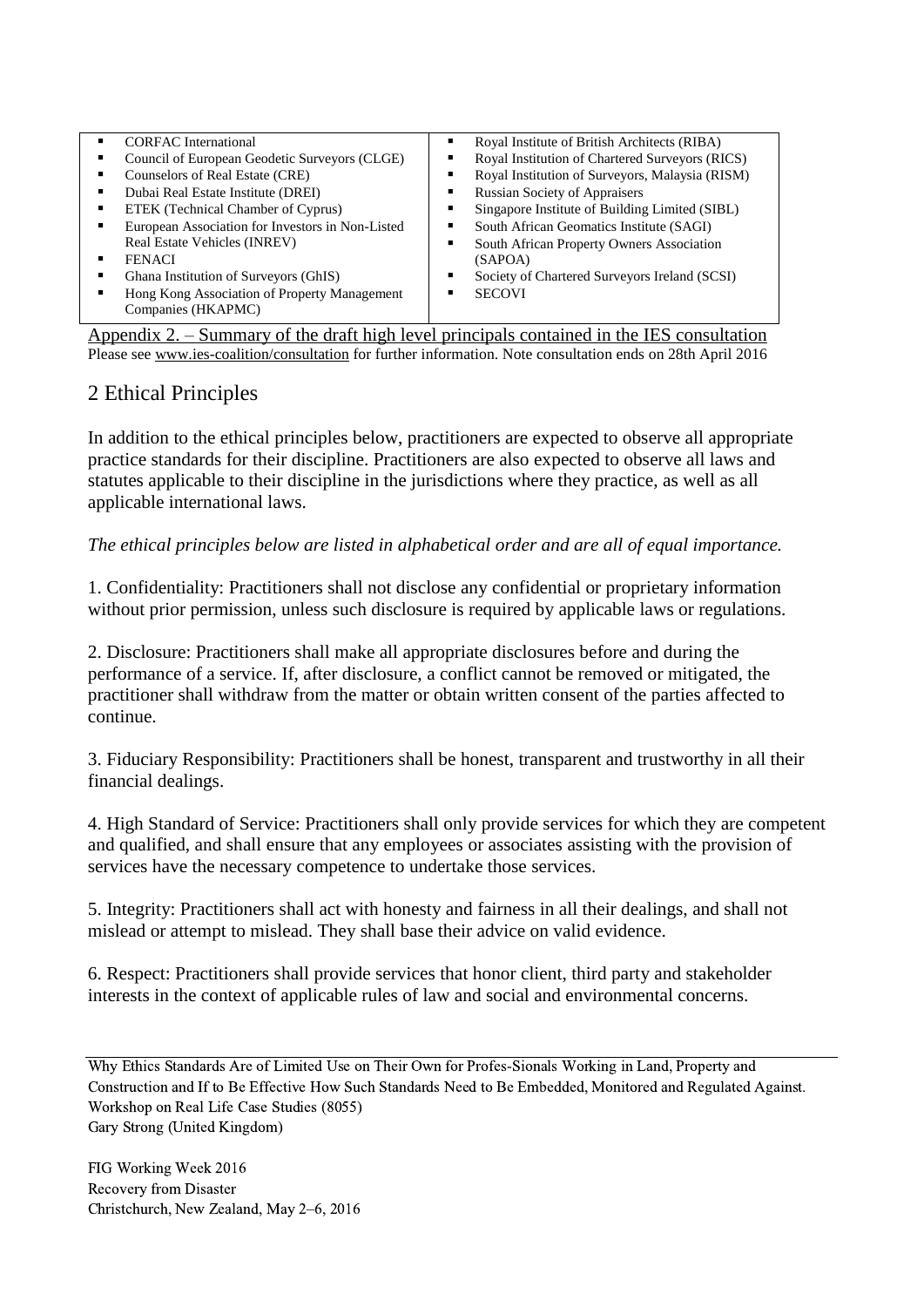| | |
|---|---|
| ▪ CORFAC International<br>▪ Council of European Geodetic Surveyors (CLGE)<br>▪ Counselors of Real Estate (CRE)<br>▪ Dubai Real Estate Institute (DREI)<br>▪ ETEK (Technical Chamber of Cyprus)<br>▪ European Association for Investors in Non-Listed Real Estate Vehicles (INREV)<br>▪ FENACI<br>▪ Ghana Institution of Surveyors (GhIS)<br>▪ Hong Kong Association of Property Management Companies (HKAPMC) | ▪ Royal Institute of British Architects (RIBA)<br>▪ Royal Institution of Chartered Surveyors (RICS)<br>▪ Royal Institution of Surveyors, Malaysia (RISM)<br>▪ Russian Society of Appraisers<br>▪ Singapore Institute of Building Limited (SIBL)<br>▪ South African Geomatics Institute (SAGI)<br>▪ South African Property Owners Association (SAPOA)<br>▪ Society of Chartered Surveyors Ireland (SCSI)<br>▪ SECOVI |

Appendix 2. – Summary of the draft high level principals contained in the IES consultation

Please see www.ies-coalition/consultation for further information. Note consultation ends on 28th April 2016

## 2 Ethical Principles

In addition to the ethical principles below, practitioners are expected to observe all appropriate practice standards for their discipline. Practitioners are also expected to observe all laws and statutes applicable to their discipline in the jurisdictions where they practice, as well as all applicable international laws.

*The ethical principles below are listed in alphabetical order and are all of equal importance.*

1. Confidentiality: Practitioners shall not disclose any confidential or proprietary information without prior permission, unless such disclosure is required by applicable laws or regulations.

2. Disclosure: Practitioners shall make all appropriate disclosures before and during the performance of a service. If, after disclosure, a conflict cannot be removed or mitigated, the practitioner shall withdraw from the matter or obtain written consent of the parties affected to continue.

3. Fiduciary Responsibility: Practitioners shall be honest, transparent and trustworthy in all their financial dealings.

4. High Standard of Service: Practitioners shall only provide services for which they are competent and qualified, and shall ensure that any employees or associates assisting with the provision of services have the necessary competence to undertake those services.

5. Integrity: Practitioners shall act with honesty and fairness in all their dealings, and shall not mislead or attempt to mislead. They shall base their advice on valid evidence.

6. Respect: Practitioners shall provide services that honor client, third party and stakeholder interests in the context of applicable rules of law and social and environmental concerns.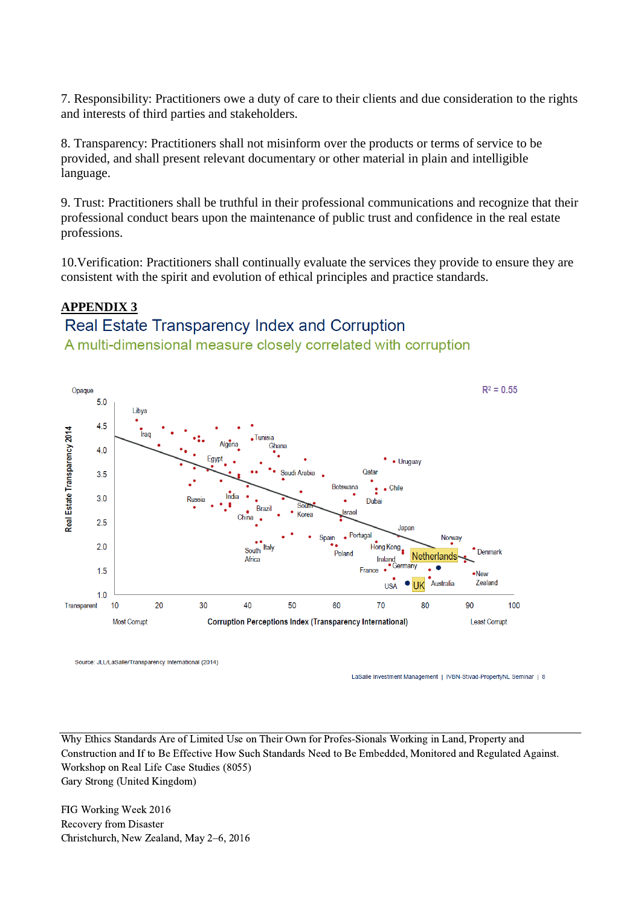7. Responsibility: Practitioners owe a duty of care to their clients and due consideration to the rights and interests of third parties and stakeholders.

8. Transparency: Practitioners shall not misinform over the products or terms of service to be provided, and shall present relevant documentary or other material in plain and intelligible language.

9. Trust: Practitioners shall be truthful in their professional communications and recognize that their professional conduct bears upon the maintenance of public trust and confidence in the real estate professions.

10.Verification: Practitioners shall continually evaluate the services they provide to ensure they are consistent with the spirit and evolution of ethical principles and practice standards.

## APPENDIX 3

Real Estate Transparency Index and Corruption

A multi-dimensional measure closely correlated with corruption

$R^2 = 0.55$

Opaque

Real Estate Transparency 2014

5.0
4.5
4.0
3.5
3.0
2.5
2.0
1.5
1.0

Transparent

10 20 30 40 50 60 70 80 90 100

Most Corrupt

Corruption Perceptions Index (Transparency International)

Least Corrupt

Libya, Iraq, Algeria, Tunisia, Ghana, Egypt, Saudi Arabia, Uruguay, Qatar, Botswana, Chile, Dubai, Russia, India, Brazil, South Korea, Israel, China, Japan, Norway, Spain, Portugal, South Africa, Italy, Poland, Hong Kong, Netherlands, Denmark, Ireland, Germany, France, New Zealand, USA, UK, Australia

Source: JLL/LaSalle/Transparency International (2014)

LaSalle Investment Management | IVBN-Stivad-PropertyNL Seminar | 6